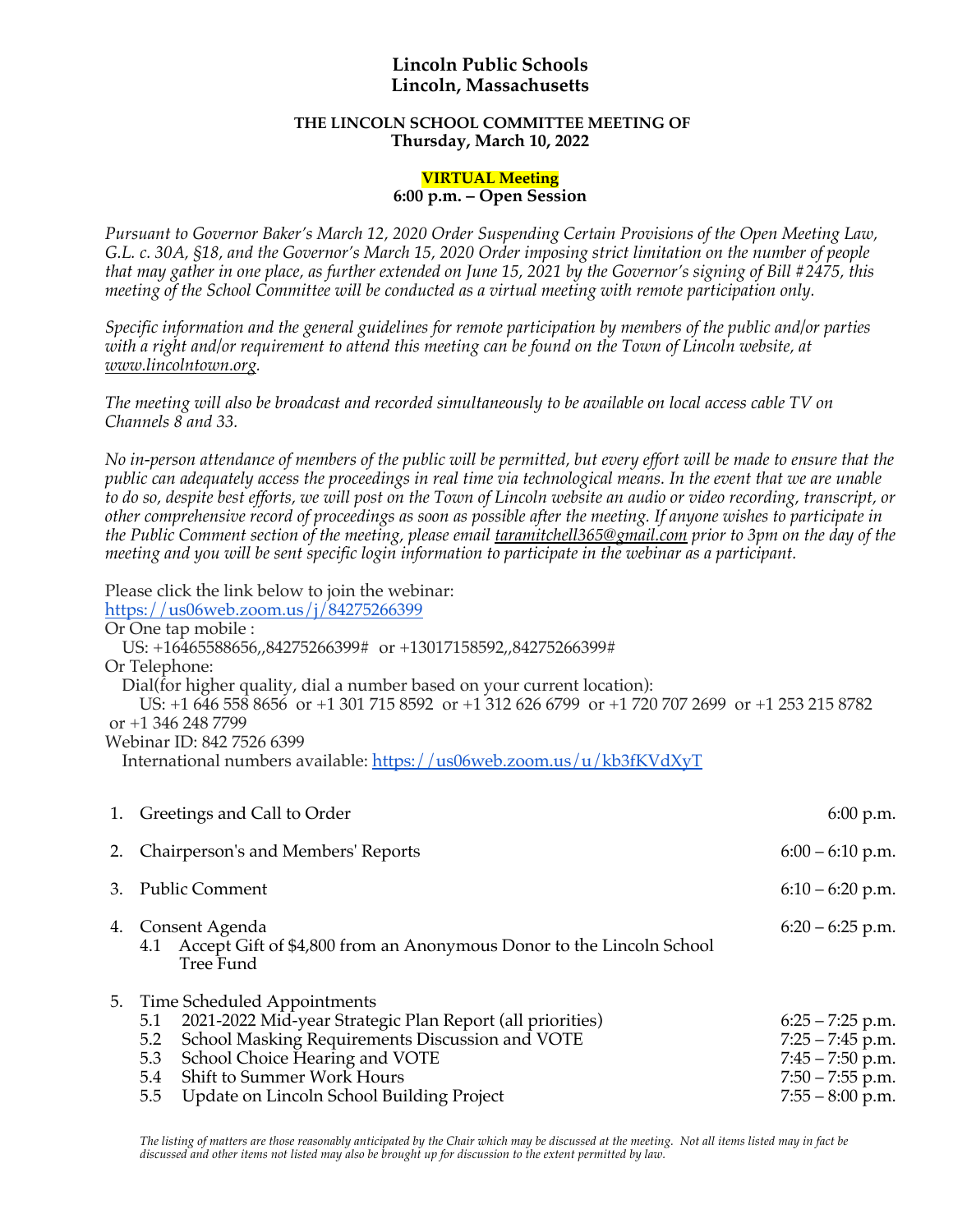# Lincoln Public Schools
# Lincoln, Massachusetts

**THE LINCOLN SCHOOL COMMITTEE MEETING OF**
**Thursday, March 10, 2022**

**VIRTUAL Meeting**
**6:00 p.m. – Open Session**

*Pursuant to Governor Baker's March 12, 2020 Order Suspending Certain Provisions of the Open Meeting Law, G.L. c. 30A, §18, and the Governor's March 15, 2020 Order imposing strict limitation on the number of people that may gather in one place, as further extended on June 15, 2021 by the Governor's signing of Bill #2475, this meeting of the School Committee will be conducted as a virtual meeting with remote participation only.*

*Specific information and the general guidelines for remote participation by members of the public and/or parties with a right and/or requirement to attend this meeting can be found on the Town of Lincoln website, at www.lincolntown.org.*

*The meeting will also be broadcast and recorded simultaneously to be available on local access cable TV on Channels 8 and 33.*

*No in-person attendance of members of the public will be permitted, but every effort will be made to ensure that the public can adequately access the proceedings in real time via technological means. In the event that we are unable to do so, despite best efforts, we will post on the Town of Lincoln website an audio or video recording, transcript, or other comprehensive record of proceedings as soon as possible after the meeting. If anyone wishes to participate in the Public Comment section of the meeting, please email taramitchell365@gmail.com prior to 3pm on the day of the meeting and you will be sent specific login information to participate in the webinar as a participant.*

Please click the link below to join the webinar:
https://us06web.zoom.us/j/84275266399
Or One tap mobile :
US: +16465588656,,84275266399# or +13017158592,,84275266399#
Or Telephone:
Dial(for higher quality, dial a number based on your current location):
US: +1 646 558 8656 or +1 301 715 8592 or +1 312 626 6799 or +1 720 707 2699 or +1 253 215 8782 or +1 346 248 7799
Webinar ID: 842 7526 6399
International numbers available: https://us06web.zoom.us/u/kb3fKVdXyT

| | | |
|---|---|---|
| 1. | Greetings and Call to Order | 6:00 p.m. |
| 2. | Chairperson's and Members' Reports | 6:00 – 6:10 p.m. |
| 3. | Public Comment | 6:10 – 6:20 p.m. |
| 4. | Consent Agenda | 6:20 – 6:25 p.m. |
| | 4.1 Accept Gift of $4,800 from an Anonymous Donor to the Lincoln School Tree Fund | |
| 5. | Time Scheduled Appointments | |
| | 5.1 2021-2022 Mid-year Strategic Plan Report (all priorities) | 6:25 – 7:25 p.m. |
| | 5.2 School Masking Requirements Discussion and VOTE | 7:25 – 7:45 p.m. |
| | 5.3 School Choice Hearing and VOTE | 7:45 – 7:50 p.m. |
| | 5.4 Shift to Summer Work Hours | 7:50 – 7:55 p.m. |
| | 5.5 Update on Lincoln School Building Project | 7:55 – 8:00 p.m. |

*The listing of matters are those reasonably anticipated by the Chair which may be discussed at the meeting. Not all items listed may in fact be discussed and other items not listed may also be brought up for discussion to the extent permitted by law.*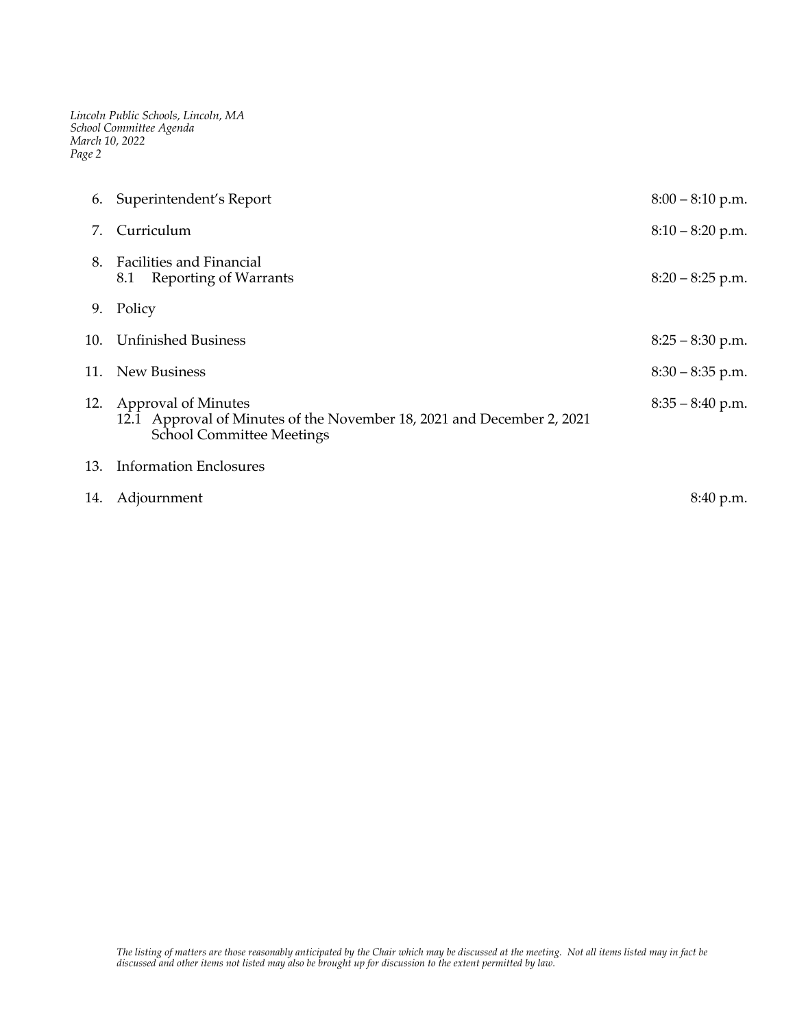| | | |
|---|---|---|
| 6. | Superintendent's Report | 8:00 – 8:10 p.m. |
| 7. | Curriculum | 8:10 – 8:20 p.m. |
| 8. | Facilities and Financial<br>8.1 Reporting of Warrants | 8:20 – 8:25 p.m. |
| 9. | Policy | |
| 10. | Unfinished Business | 8:25 – 8:30 p.m. |
| 11. | New Business | 8:30 – 8:35 p.m. |
| 12. | Approval of Minutes<br>12.1 Approval of Minutes of the November 18, 2021 and December 2, 2021 School Committee Meetings | 8:35 – 8:40 p.m. |
| 13. | Information Enclosures | |
| 14. | Adjournment | 8:40 p.m. |

*The listing of matters are those reasonably anticipated by the Chair which may be discussed at the meeting. Not all items listed may in fact be discussed and other items not listed may also be brought up for discussion to the extent permitted by law.*